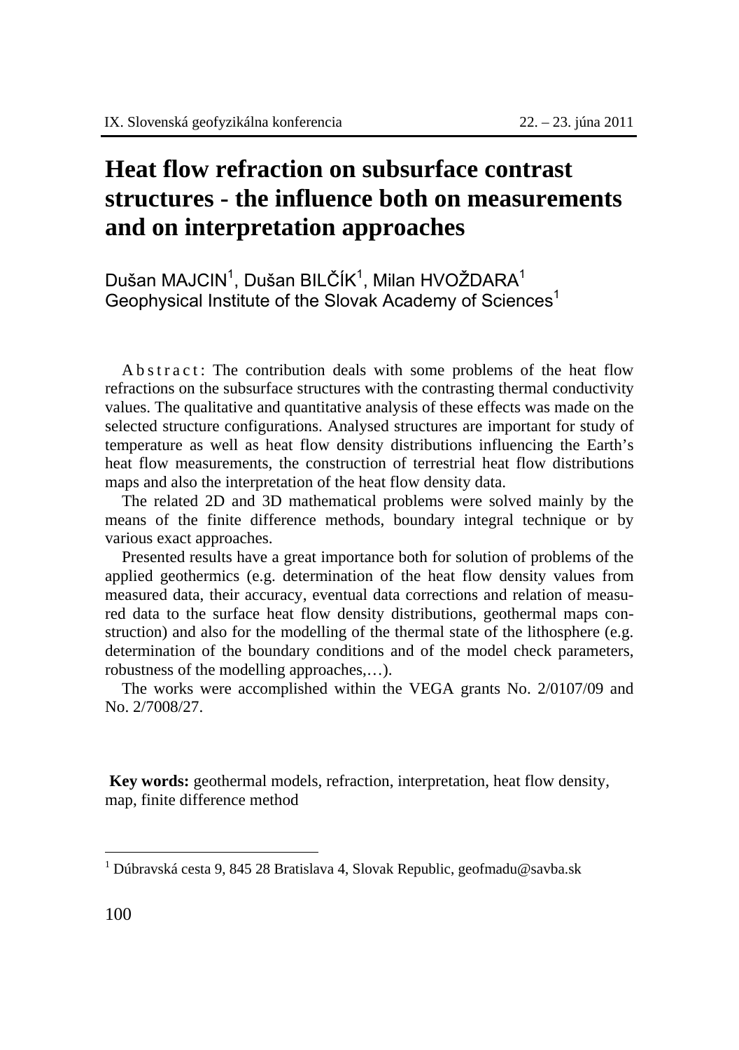# Heat flow refraction on subsurface contrast structures - the influence both on measurements and on interpretation approaches

Dušan MAJCIN[1], Dušan BILČÍK[1], Milan HVOŽDARA[1]
Geophysical Institute of the Slovak Academy of Sciences[1]

Abstract: The contribution deals with some problems of the heat flow refractions on the subsurface structures with the contrasting thermal conductivity values. The qualitative and quantitative analysis of these effects was made on the selected structure configurations. Analysed structures are important for study of temperature as well as heat flow density distributions influencing the Earth's heat flow measurements, the construction of terrestrial heat flow distributions maps and also the interpretation of the heat flow density data.

The related 2D and 3D mathematical problems were solved mainly by the means of the finite difference methods, boundary integral technique or by various exact approaches.

Presented results have a great importance both for solution of problems of the applied geothermics (e.g. determination of the heat flow density values from measured data, their accuracy, eventual data corrections and relation of measured data to the surface heat flow density distributions, geothermal maps construction) and also for the modelling of the thermal state of the lithosphere (e.g. determination of the boundary conditions and of the model check parameters, robustness of the modelling approaches,…).

The works were accomplished within the VEGA grants No. 2/0107/09 and No. 2/7008/27.

**Key words:** geothermal models, refraction, interpretation, heat flow density, map, finite difference method

---

[1] Dúbravská cesta 9, 845 28 Bratislava 4, Slovak Republic, geofmadu@savba.sk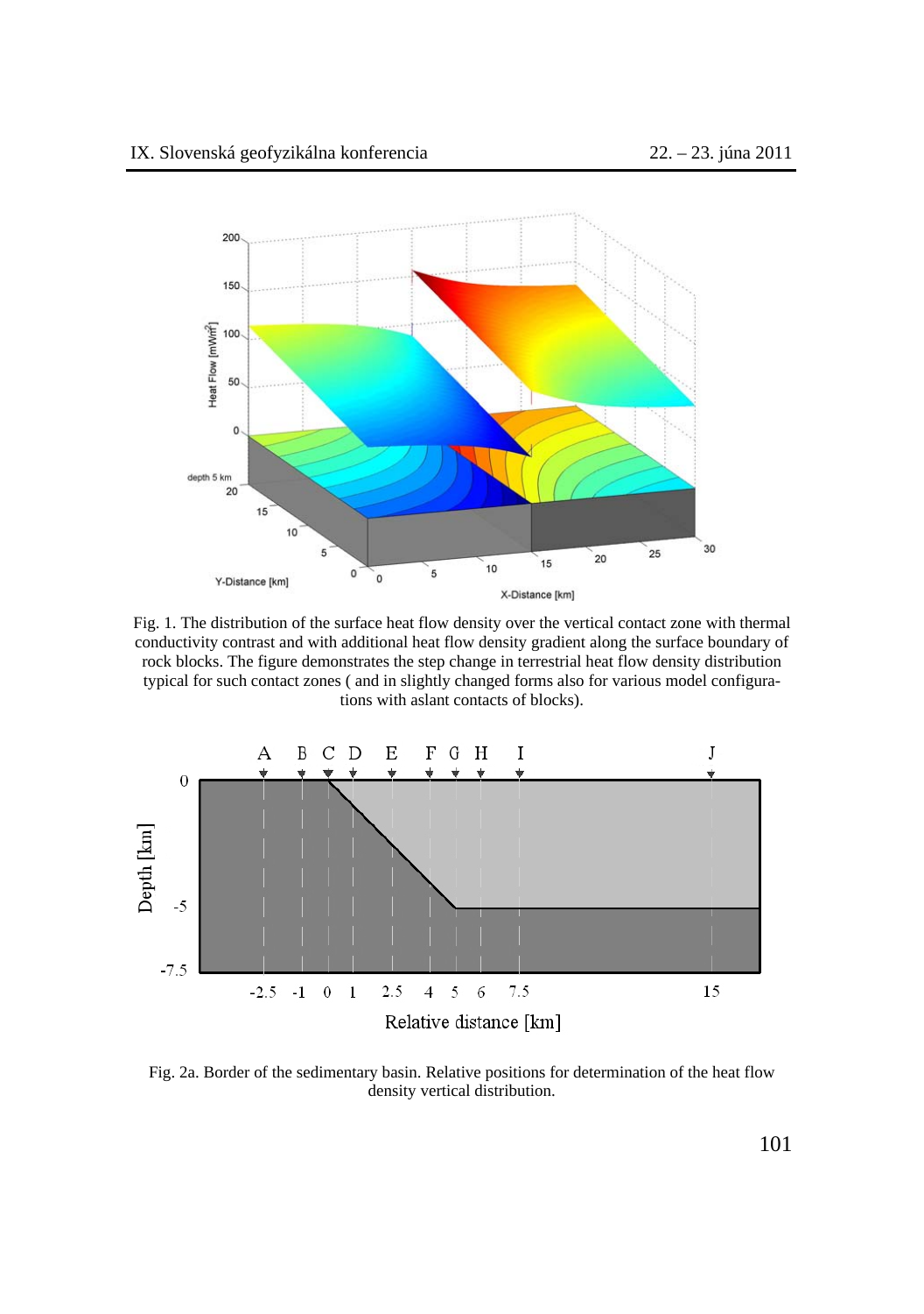Fig. 1. The distribution of the surface heat flow density over the vertical contact zone with thermal conductivity contrast and with additional heat flow density gradient along the surface boundary of rock blocks. The figure demonstrates the step change in terrestrial heat flow density distribution typical for such contact zones ( and in slightly changed forms also for various model configurations with aslant contacts of blocks).

Fig. 2a. Border of the sedimentary basin. Relative positions for determination of the heat flow density vertical distribution.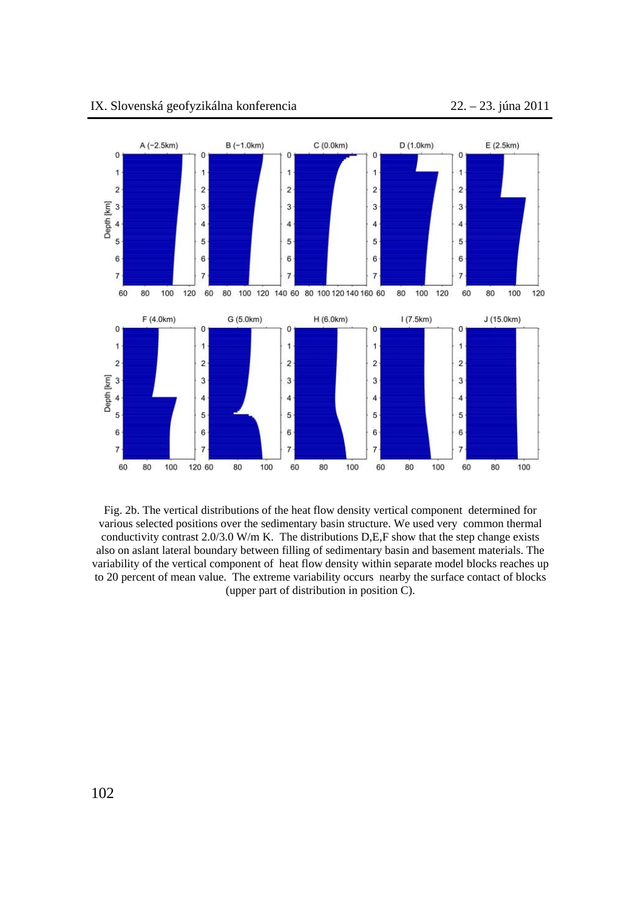A (−2.5km)

B (−1.0km)

C (0.0km)

D (1.0km)

E (2.5km)

F (4.0km)

G (5.0km)

H (6.0km)

I (7.5km)

J (15.0km)

Depth [km]

0 1 2 3 4 5 6 7

60 80 100 120

60 80 100 120 140

60 80 100 120 140 160

60 80 100 120

60 80 100 120

60 80 100 120

60 80 100

60 80 100

60 80 100

60 80 100

Fig. 2b. The vertical distributions of the heat flow density vertical component determined for various selected positions over the sedimentary basin structure. We used very common thermal conductivity contrast 2.0/3.0 W/m K. The distributions D,E,F show that the step change exists also on aslant lateral boundary between filling of sedimentary basin and basement materials. The variability of the vertical component of heat flow density within separate model blocks reaches up to 20 percent of mean value. The extreme variability occurs nearby the surface contact of blocks (upper part of distribution in position C).